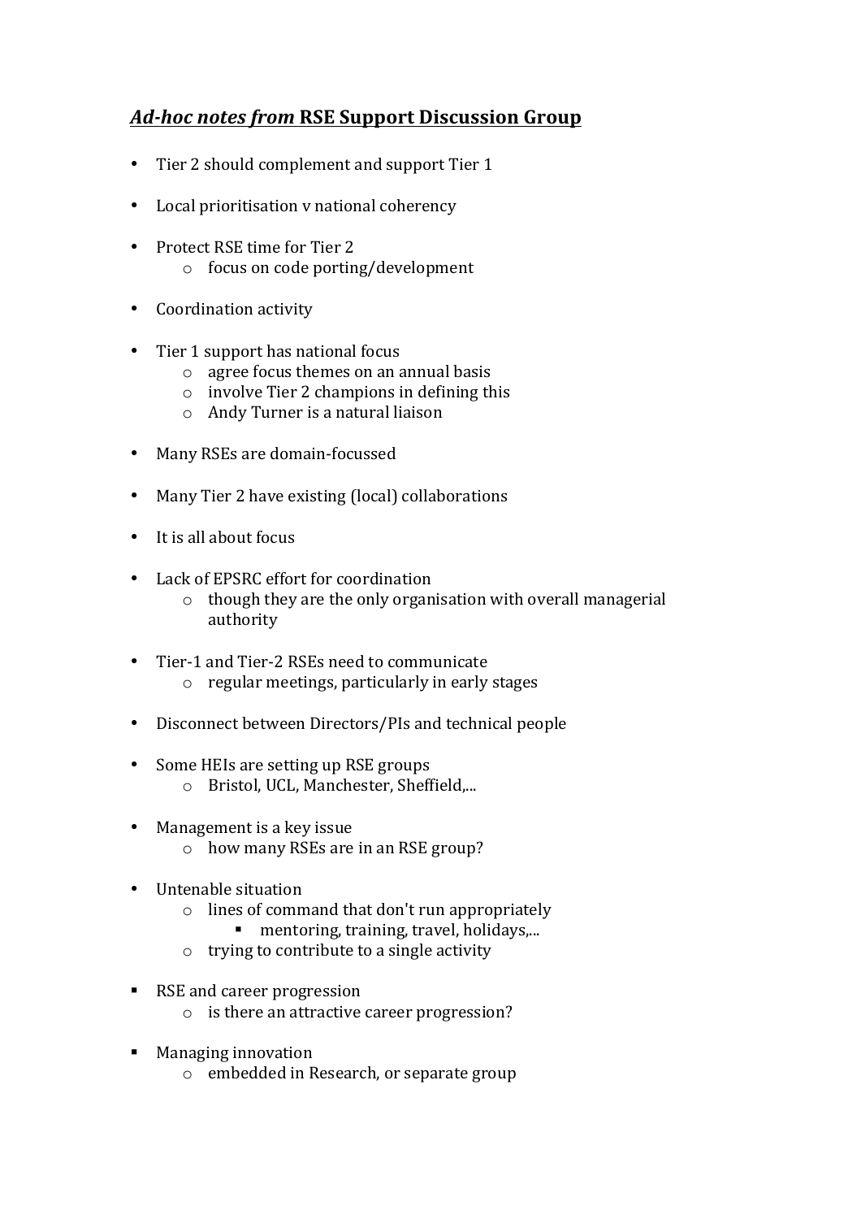## ***Ad-hoc notes from* <u>RSE Support Discussion Group</u>**

- Tier 2 should complement and support Tier 1

- Local prioritisation v national coherency

- Protect RSE time for Tier 2
  - focus on code porting/development

- Coordination activity

- Tier 1 support has national focus
  - agree focus themes on an annual basis
  - involve Tier 2 champions in defining this
  - Andy Turner is a natural liaison

- Many RSEs are domain-focussed

- Many Tier 2 have existing (local) collaborations

- It is all about focus

- Lack of EPSRC effort for coordination
  - though they are the only organisation with overall managerial authority

- Tier-1 and Tier-2 RSEs need to communicate
  - regular meetings, particularly in early stages

- Disconnect between Directors/PIs and technical people

- Some HEIs are setting up RSE groups
  - Bristol, UCL, Manchester, Sheffield,...

- Management is a key issue
  - how many RSEs are in an RSE group?

- Untenable situation
  - lines of command that don't run appropriately
    - mentoring, training, travel, holidays,...
  - trying to contribute to a single activity

- RSE and career progression
  - is there an attractive career progression?

- Managing innovation
  - embedded in Research, or separate group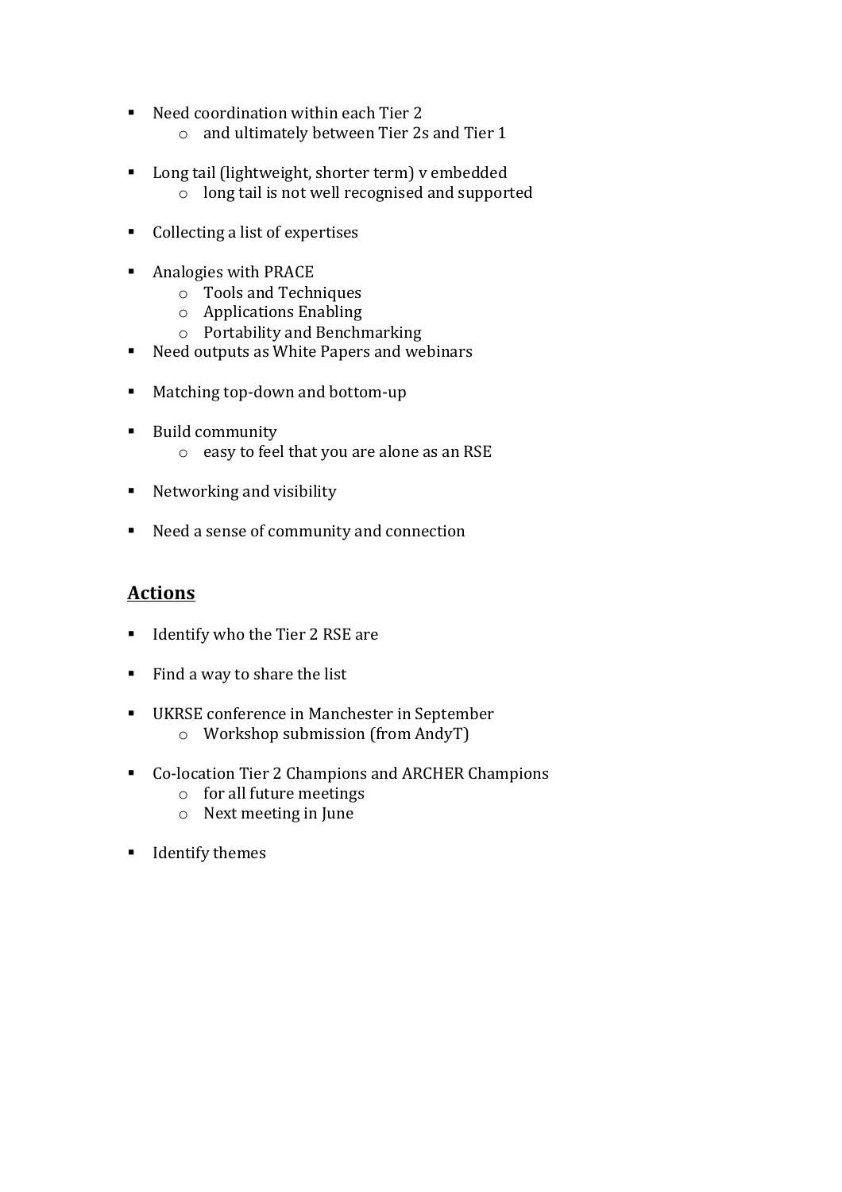- Need coordination within each Tier 2
    - and ultimately between Tier 2s and Tier 1

- Long tail (lightweight, shorter term) v embedded
    - long tail is not well recognised and supported

- Collecting a list of expertises

- Analogies with PRACE
    - Tools and Techniques
    - Applications Enabling
    - Portability and Benchmarking
- Need outputs as White Papers and webinars

- Matching top-down and bottom-up

- Build community
    - easy to feel that you are alone as an RSE

- Networking and visibility

- Need a sense of community and connection

## Actions

- Identify who the Tier 2 RSE are

- Find a way to share the list

- UKRSE conference in Manchester in September
    - Workshop submission (from AndyT)

- Co-location Tier 2 Champions and ARCHER Champions
    - for all future meetings
    - Next meeting in June

- Identify themes